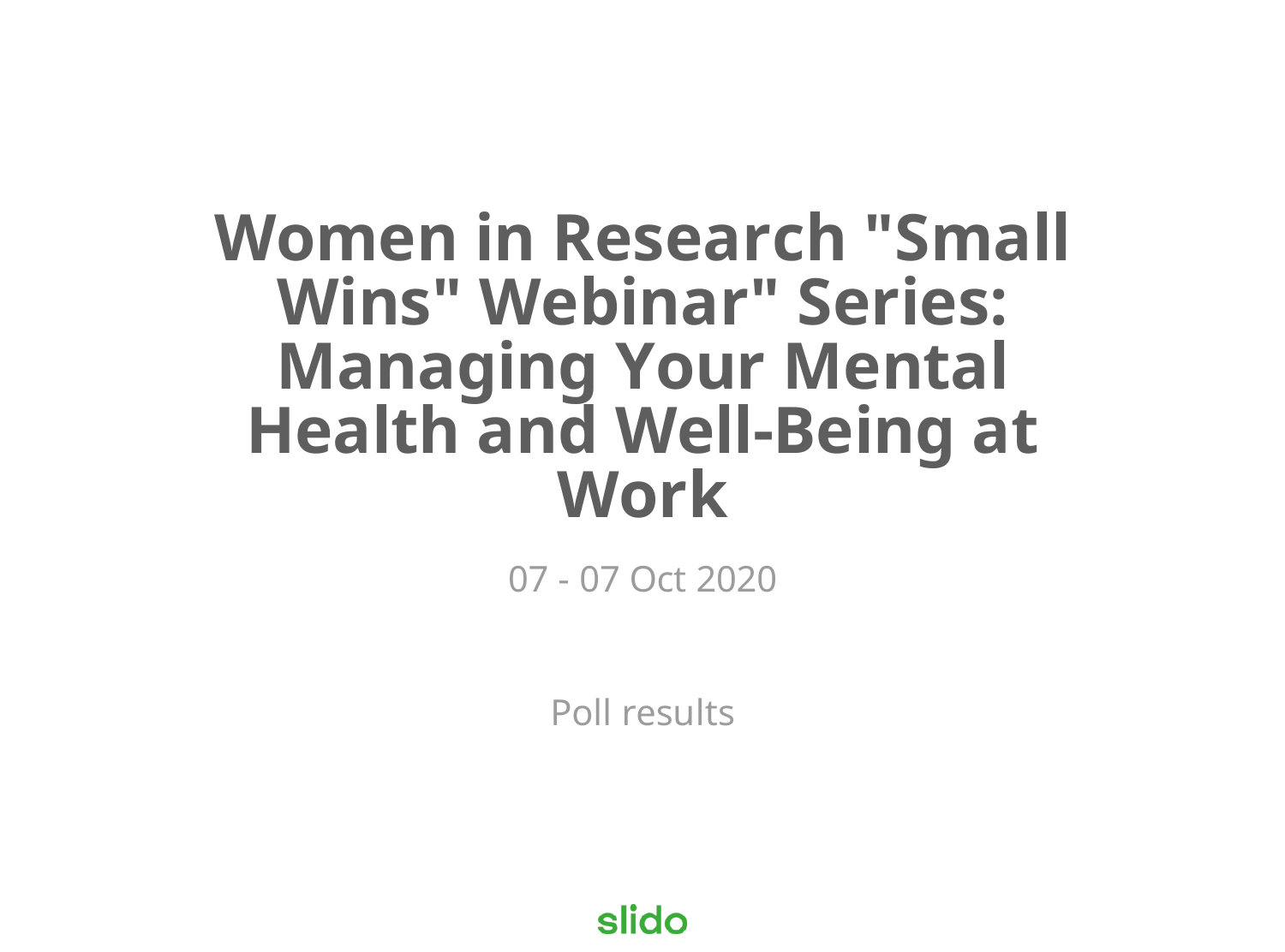# Women in Research "Small Wins" Webinar" Series: Managing Your Mental Health and Well-Being at Work

07 - 07 Oct 2020

Poll results

slido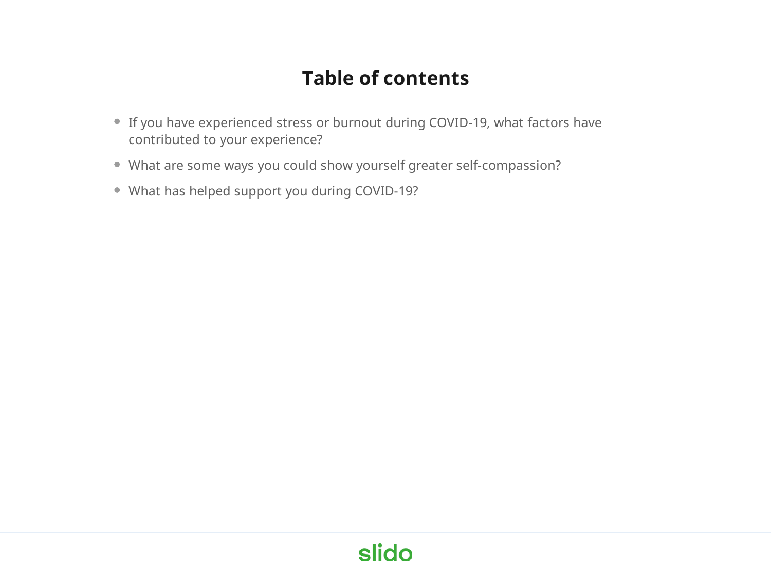# Table of contents

- If you have experienced stress or burnout during COVID-19, what factors have contributed to your experience?
- What are some ways you could show yourself greater self-compassion?
- What has helped support you during COVID-19?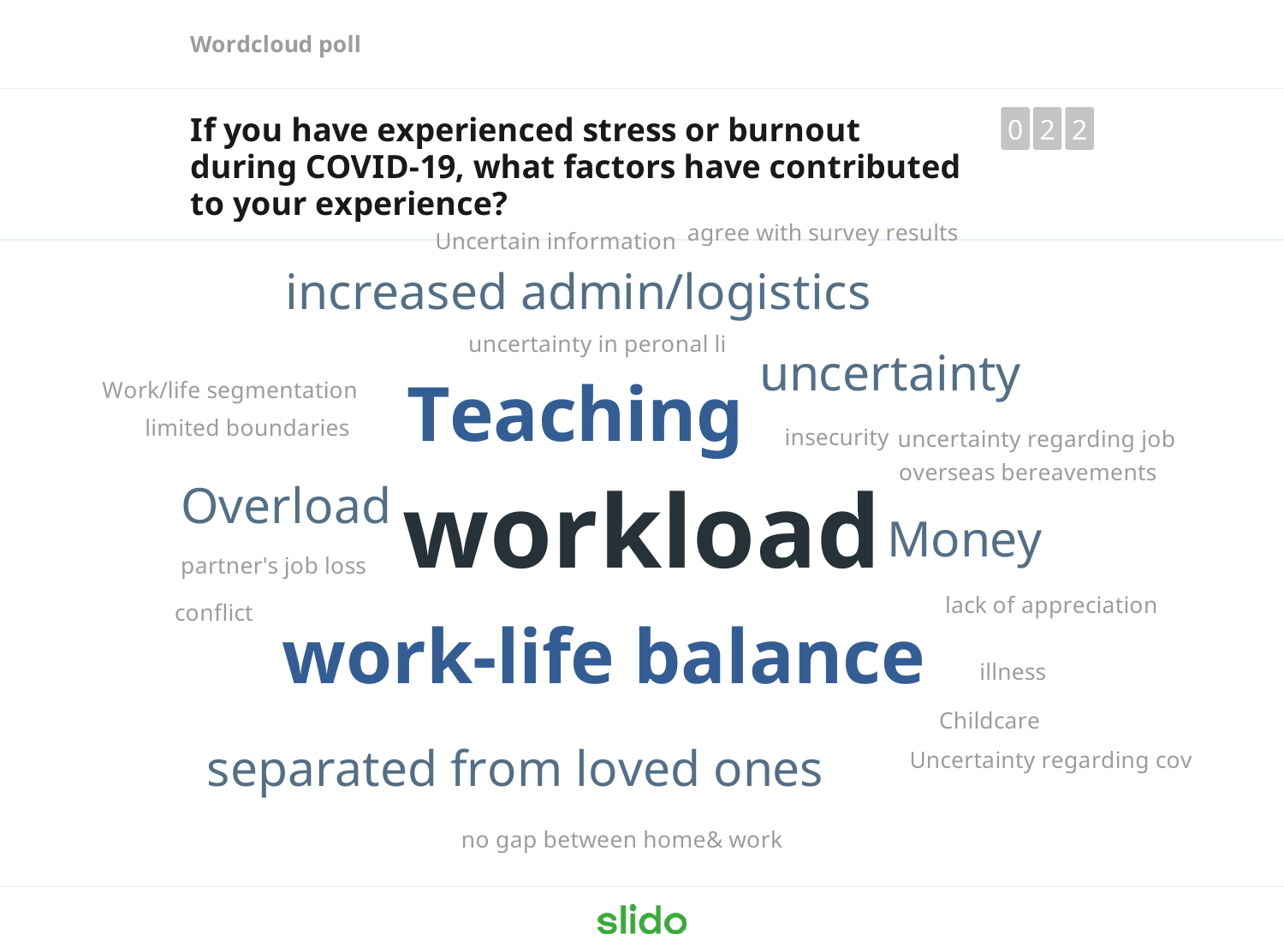Wordcloud poll

**If you have experienced stress or burnout during COVID-19, what factors have contributed to your experience?**

022

- Uncertain information
- agree with survey results
- increased admin/logistics
- uncertainty in peronal li
- Work/life segmentation
- limited boundaries
- Teaching
- uncertainty
- insecurity
- uncertainty regarding job
- overseas bereavements
- Overload
- workload
- Money
- partner's job loss
- conflict
- lack of appreciation
- work-life balance
- illness
- Childcare
- separated from loved ones
- Uncertainty regarding cov
- no gap between home& work

slido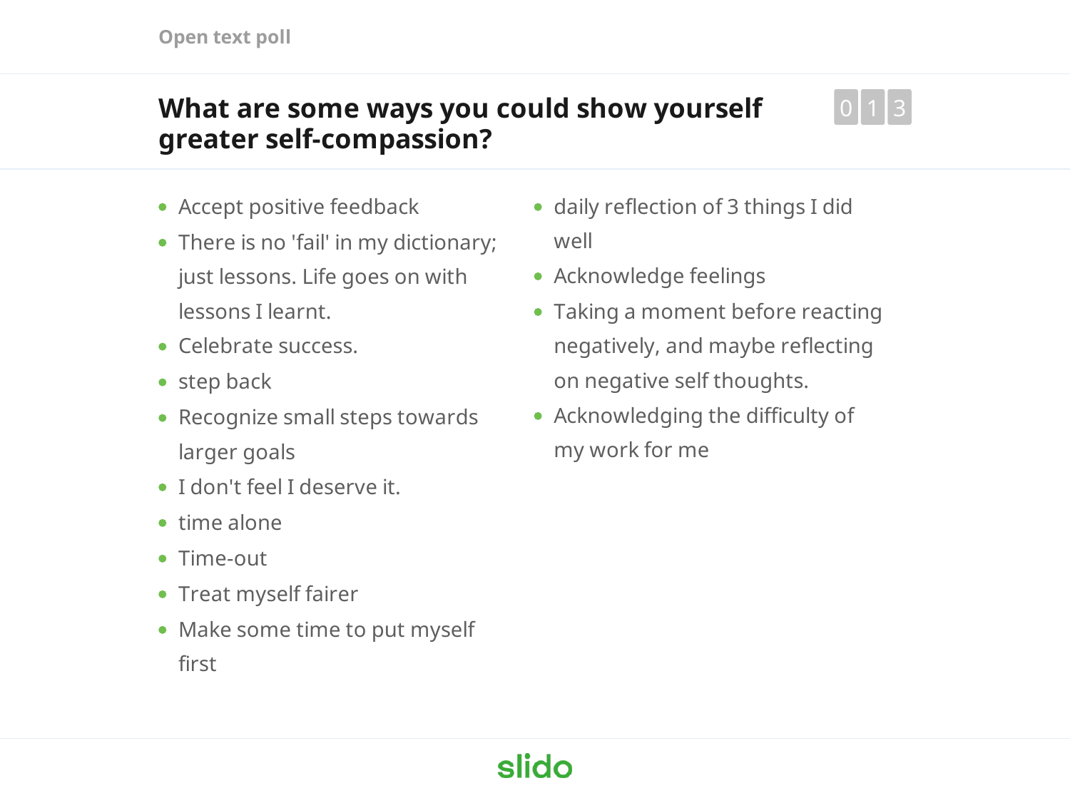Open text poll

## What are some ways you could show yourself greater self-compassion?

013

- Accept positive feedback
- There is no 'fail' in my dictionary; just lessons. Life goes on with lessons I learnt.
- Celebrate success.
- step back
- Recognize small steps towards larger goals
- I don't feel I deserve it.
- time alone
- Time-out
- Treat myself fairer
- Make some time to put myself first
- daily reflection of 3 things I did well
- Acknowledge feelings
- Taking a moment before reacting negatively, and maybe reflecting on negative self thoughts.
- Acknowledging the difficulty of my work for me

slido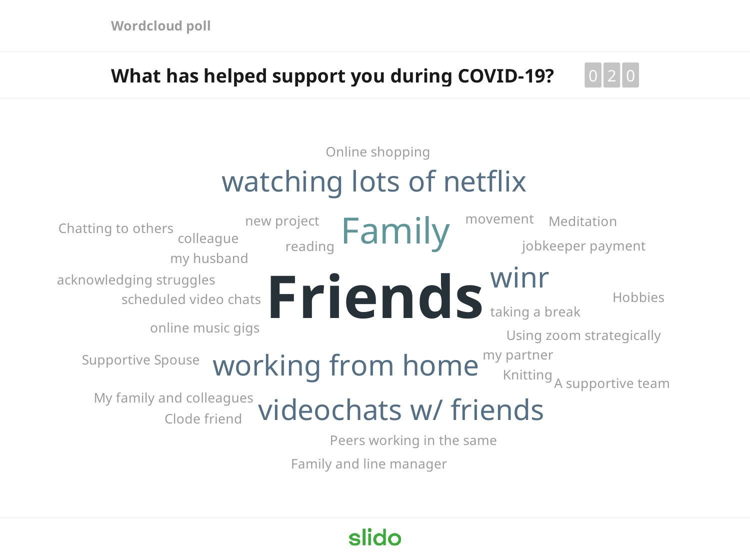Wordcloud poll

## What has helped support you during COVID-19?

0 2 0

Online shopping

watching lots of netflix

Chatting to others

new project

Family

movement

Meditation

colleague

reading

jobkeeper payment

my husband

acknowledging struggles

Friends

winr

scheduled video chats

Hobbies

taking a break

online music gigs

Using zoom strategically

Supportive Spouse

working from home

my partner

Knitting

A supportive team

My family and colleagues

videochats w/ friends

Clode friend

Peers working in the same

Family and line manager

slido